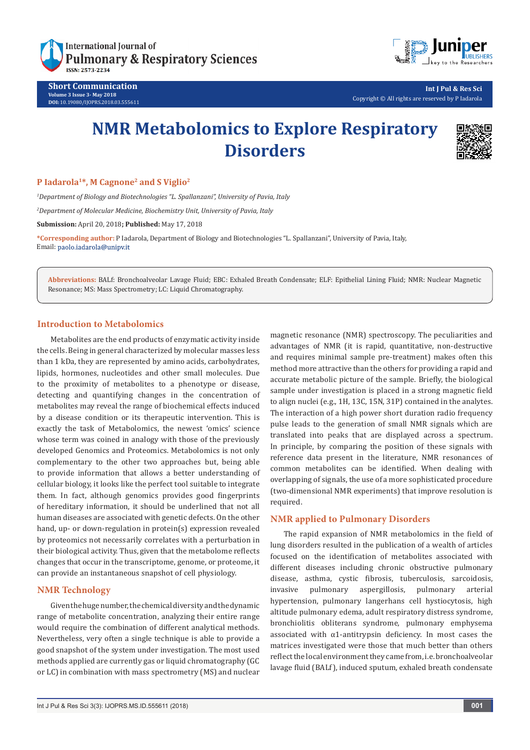Short Communication
Volume 3 Issue 3- May 2018
DOI: 10.19080/IJOPRS.2018.03.555611

Int J Pul & Res Sci
Copyright © All rights are reserved by P Iadarola

# NMR Metabolomics to Explore Respiratory Disorders

**P Iadarola[1]*, M Cagnone[2] and S Viglio[2]**

*[1]Department of Biology and Biotechnologies "L. Spallanzani", University of Pavia, Italy*

*[2]Department of Molecular Medicine, Biochemistry Unit, University of Pavia, Italy*

**Submission:** April 20, 2018; **Published:** May 17, 2018

***Corresponding author:** P Iadarola, Department of Biology and Biotechnologies "L. Spallanzani", University of Pavia, Italy, Email: paolo.iadarola@unipv.it

**Abbreviations:** BALF: Bronchoalveolar Lavage Fluid; EBC: Exhaled Breath Condensate; ELF: Epithelial Lining Fluid; NMR: Nuclear Magnetic Resonance; MS: Mass Spectrometry; LC: Liquid Chromatography.

## Introduction to Metabolomics

Metabolites are the end products of enzymatic activity inside the cells. Being in general characterized by molecular masses less than 1 kDa, they are represented by amino acids, carbohydrates, lipids, hormones, nucleotides and other small molecules. Due to the proximity of metabolites to a phenotype or disease, detecting and quantifying changes in the concentration of metabolites may reveal the range of biochemical effects induced by a disease condition or its therapeutic intervention. This is exactly the task of Metabolomics, the newest 'omics' science whose term was coined in analogy with those of the previously developed Genomics and Proteomics. Metabolomics is not only complementary to the other two approaches but, being able to provide information that allows a better understanding of cellular biology, it looks like the perfect tool suitable to integrate them. In fact, although genomics provides good fingerprints of hereditary information, it should be underlined that not all human diseases are associated with genetic defects. On the other hand, up- or down-regulation in protein(s) expression revealed by proteomics not necessarily correlates with a perturbation in their biological activity. Thus, given that the metabolome reflects changes that occur in the transcriptome, genome, or proteome, it can provide an instantaneous snapshot of cell physiology.

## NMR Technology

Given the huge number, the chemical diversity and the dynamic range of metabolite concentration, analyzing their entire range would require the combination of different analytical methods. Nevertheless, very often a single technique is able to provide a good snapshot of the system under investigation. The most used methods applied are currently gas or liquid chromatography (GC or LC) in combination with mass spectrometry (MS) and nuclear magnetic resonance (NMR) spectroscopy. The peculiarities and advantages of NMR (it is rapid, quantitative, non-destructive and requires minimal sample pre-treatment) makes often this method more attractive than the others for providing a rapid and accurate metabolic picture of the sample. Briefly, the biological sample under investigation is placed in a strong magnetic field to align nuclei (e.g., 1H, 13C, 15N, 31P) contained in the analytes. The interaction of a high power short duration radio frequency pulse leads to the generation of small NMR signals which are translated into peaks that are displayed across a spectrum. In principle, by comparing the position of these signals with reference data present in the literature, NMR resonances of common metabolites can be identified. When dealing with overlapping of signals, the use of a more sophisticated procedure (two-dimensional NMR experiments) that improve resolution is required.

## NMR applied to Pulmonary Disorders

The rapid expansion of NMR metabolomics in the field of lung disorders resulted in the publication of a wealth of articles focused on the identification of metabolites associated with different diseases including chronic obstructive pulmonary disease, asthma, cystic fibrosis, tuberculosis, sarcoidosis, invasive pulmonary aspergillosis, pulmonary arterial hypertension, pulmonary langerhans cell hystiocytosis, high altitude pulmonary edema, adult respiratory distress syndrome, bronchiolitis obliterans syndrome, pulmonary emphysema associated with α1-antitrypsin deficiency. In most cases the matrices investigated were those that much better than others reflect the local environment they came from, i.e. bronchoalveolar lavage fluid (BALf), induced sputum, exhaled breath condensate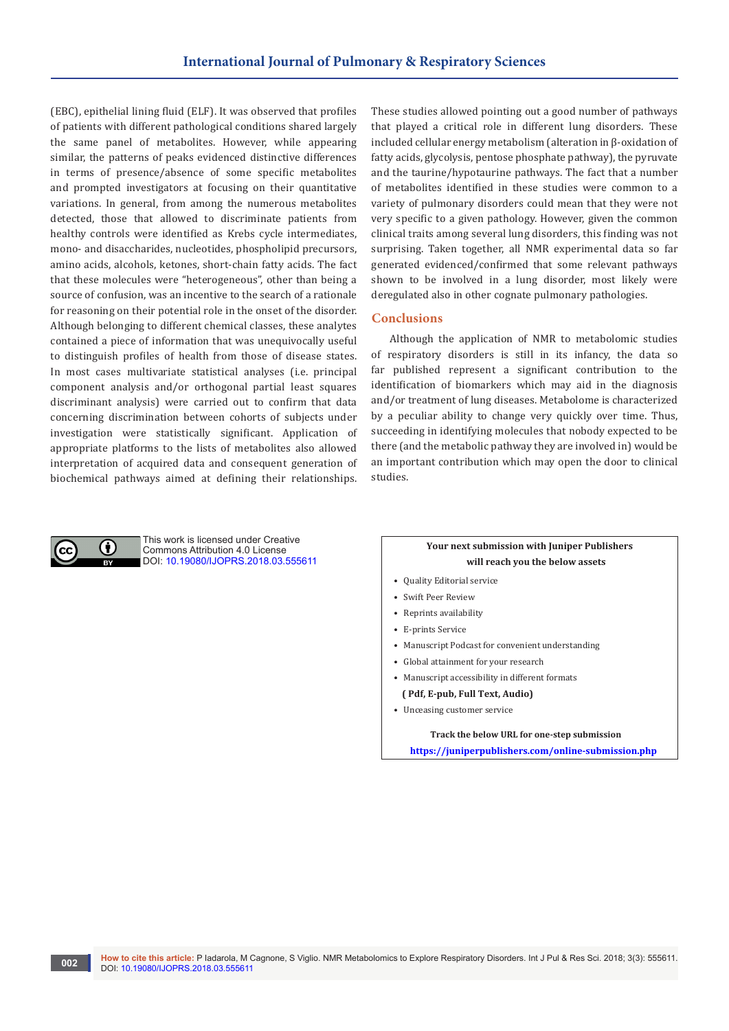(EBC), epithelial lining fluid (ELF). It was observed that profiles of patients with different pathological conditions shared largely the same panel of metabolites. However, while appearing similar, the patterns of peaks evidenced distinctive differences in terms of presence/absence of some specific metabolites and prompted investigators at focusing on their quantitative variations. In general, from among the numerous metabolites detected, those that allowed to discriminate patients from healthy controls were identified as Krebs cycle intermediates, mono- and disaccharides, nucleotides, phospholipid precursors, amino acids, alcohols, ketones, short-chain fatty acids. The fact that these molecules were "heterogeneous", other than being a source of confusion, was an incentive to the search of a rationale for reasoning on their potential role in the onset of the disorder. Although belonging to different chemical classes, these analytes contained a piece of information that was unequivocally useful to distinguish profiles of health from those of disease states. In most cases multivariate statistical analyses (i.e. principal component analysis and/or orthogonal partial least squares discriminant analysis) were carried out to confirm that data concerning discrimination between cohorts of subjects under investigation were statistically significant. Application of appropriate platforms to the lists of metabolites also allowed interpretation of acquired data and consequent generation of biochemical pathways aimed at defining their relationships. These studies allowed pointing out a good number of pathways that played a critical role in different lung disorders. These included cellular energy metabolism (alteration in β-oxidation of fatty acids, glycolysis, pentose phosphate pathway), the pyruvate and the taurine/hypotaurine pathways. The fact that a number of metabolites identified in these studies were common to a variety of pulmonary disorders could mean that they were not very specific to a given pathology. However, given the common clinical traits among several lung disorders, this finding was not surprising. Taken together, all NMR experimental data so far generated evidenced/confirmed that some relevant pathways shown to be involved in a lung disorder, most likely were deregulated also in other cognate pulmonary pathologies.

## Conclusions

Although the application of NMR to metabolomic studies of respiratory disorders is still in its infancy, the data so far published represent a significant contribution to the identification of biomarkers which may aid in the diagnosis and/or treatment of lung diseases. Metabolome is characterized by a peculiar ability to change very quickly over time. Thus, succeeding in identifying molecules that nobody expected to be there (and the metabolic pathway they are involved in) would be an important contribution which may open the door to clinical studies.

This work is licensed under Creative Commons Attribution 4.0 License
DOI: 10.19080/IJOPRS.2018.03.555611

**Your next submission with Juniper Publishers will reach you the below assets**

- Quality Editorial service
- Swift Peer Review
- Reprints availability
- E-prints Service
- Manuscript Podcast for convenient understanding
- Global attainment for your research
- Manuscript accessibility in different formats

  **( Pdf, E-pub, Full Text, Audio)**
- Unceasing customer service

**Track the below URL for one-step submission**
**https://juniperpublishers.com/online-submission.php**

**How to cite this article:** P Iadarola, M Cagnone, S Viglio. NMR Metabolomics to Explore Respiratory Disorders. Int J Pul & Res Sci. 2018; 3(3): 555611. DOI: 10.19080/IJOPRS.2018.03.555611